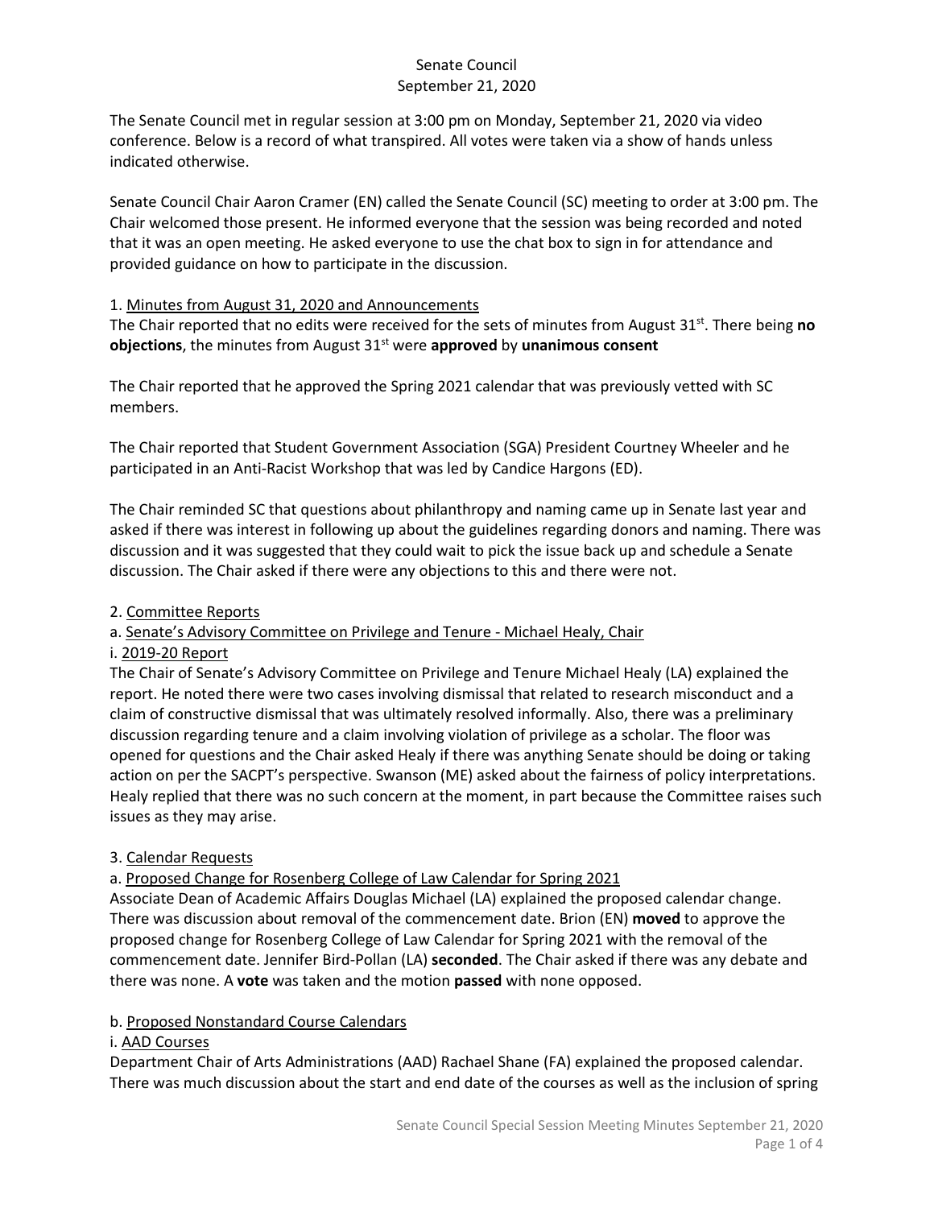# Senate Council
## September 21, 2020

The Senate Council met in regular session at 3:00 pm on Monday, September 21, 2020 via video conference. Below is a record of what transpired. All votes were taken via a show of hands unless indicated otherwise.

Senate Council Chair Aaron Cramer (EN) called the Senate Council (SC) meeting to order at 3:00 pm. The Chair welcomed those present. He informed everyone that the session was being recorded and noted that it was an open meeting. He asked everyone to use the chat box to sign in for attendance and provided guidance on how to participate in the discussion.

1. <u>Minutes from August 31, 2020 and Announcements</u>

The Chair reported that no edits were received for the sets of minutes from August 31st. There being **no objections**, the minutes from August 31st were **approved** by **unanimous consent**

The Chair reported that he approved the Spring 2021 calendar that was previously vetted with SC members.

The Chair reported that Student Government Association (SGA) President Courtney Wheeler and he participated in an Anti-Racist Workshop that was led by Candice Hargons (ED).

The Chair reminded SC that questions about philanthropy and naming came up in Senate last year and asked if there was interest in following up about the guidelines regarding donors and naming. There was discussion and it was suggested that they could wait to pick the issue back up and schedule a Senate discussion. The Chair asked if there were any objections to this and there were not.

2. <u>Committee Reports</u>

a. <u>Senate's Advisory Committee on Privilege and Tenure - Michael Healy, Chair</u>

i. <u>2019-20 Report</u>

The Chair of Senate's Advisory Committee on Privilege and Tenure Michael Healy (LA) explained the report. He noted there were two cases involving dismissal that related to research misconduct and a claim of constructive dismissal that was ultimately resolved informally. Also, there was a preliminary discussion regarding tenure and a claim involving violation of privilege as a scholar. The floor was opened for questions and the Chair asked Healy if there was anything Senate should be doing or taking action on per the SACPT's perspective. Swanson (ME) asked about the fairness of policy interpretations. Healy replied that there was no such concern at the moment, in part because the Committee raises such issues as they may arise.

3. <u>Calendar Requests</u>

a. <u>Proposed Change for Rosenberg College of Law Calendar for Spring 2021</u>

Associate Dean of Academic Affairs Douglas Michael (LA) explained the proposed calendar change. There was discussion about removal of the commencement date. Brion (EN) **moved** to approve the proposed change for Rosenberg College of Law Calendar for Spring 2021 with the removal of the commencement date. Jennifer Bird-Pollan (LA) **seconded**. The Chair asked if there was any debate and there was none. A **vote** was taken and the motion **passed** with none opposed.

b. <u>Proposed Nonstandard Course Calendars</u>

i. <u>AAD Courses</u>

Department Chair of Arts Administrations (AAD) Rachael Shane (FA) explained the proposed calendar. There was much discussion about the start and end date of the courses as well as the inclusion of spring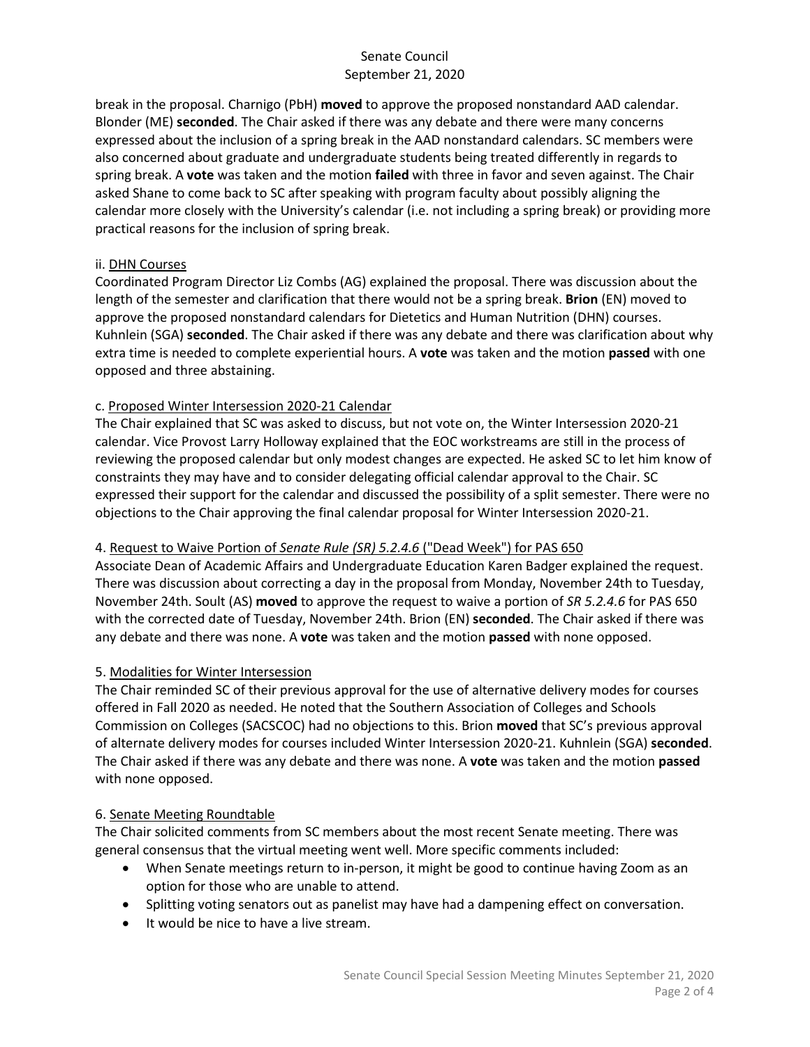break in the proposal. Charnigo (PbH) **moved** to approve the proposed nonstandard AAD calendar. Blonder (ME) **seconded**. The Chair asked if there was any debate and there were many concerns expressed about the inclusion of a spring break in the AAD nonstandard calendars. SC members were also concerned about graduate and undergraduate students being treated differently in regards to spring break. A **vote** was taken and the motion **failed** with three in favor and seven against. The Chair asked Shane to come back to SC after speaking with program faculty about possibly aligning the calendar more closely with the University's calendar (i.e. not including a spring break) or providing more practical reasons for the inclusion of spring break.

ii. <u>DHN Courses</u>

Coordinated Program Director Liz Combs (AG) explained the proposal. There was discussion about the length of the semester and clarification that there would not be a spring break. **Brion** (EN) moved to approve the proposed nonstandard calendars for Dietetics and Human Nutrition (DHN) courses. Kuhnlein (SGA) **seconded**. The Chair asked if there was any debate and there was clarification about why extra time is needed to complete experiential hours. A **vote** was taken and the motion **passed** with one opposed and three abstaining.

c. <u>Proposed Winter Intersession 2020-21 Calendar</u>

The Chair explained that SC was asked to discuss, but not vote on, the Winter Intersession 2020-21 calendar. Vice Provost Larry Holloway explained that the EOC workstreams are still in the process of reviewing the proposed calendar but only modest changes are expected. He asked SC to let him know of constraints they may have and to consider delegating official calendar approval to the Chair. SC expressed their support for the calendar and discussed the possibility of a split semester. There were no objections to the Chair approving the final calendar proposal for Winter Intersession 2020-21.

4. <u>Request to Waive Portion of *Senate Rule (SR) 5.2.4.6* ("Dead Week") for PAS 650</u>

Associate Dean of Academic Affairs and Undergraduate Education Karen Badger explained the request. There was discussion about correcting a day in the proposal from Monday, November 24th to Tuesday, November 24th. Soult (AS) **moved** to approve the request to waive a portion of *SR 5.2.4.6* for PAS 650 with the corrected date of Tuesday, November 24th. Brion (EN) **seconded**. The Chair asked if there was any debate and there was none. A **vote** was taken and the motion **passed** with none opposed.

5. <u>Modalities for Winter Intersession</u>

The Chair reminded SC of their previous approval for the use of alternative delivery modes for courses offered in Fall 2020 as needed. He noted that the Southern Association of Colleges and Schools Commission on Colleges (SACSCOC) had no objections to this. Brion **moved** that SC's previous approval of alternate delivery modes for courses included Winter Intersession 2020-21. Kuhnlein (SGA) **seconded**. The Chair asked if there was any debate and there was none. A **vote** was taken and the motion **passed** with none opposed.

6. <u>Senate Meeting Roundtable</u>

The Chair solicited comments from SC members about the most recent Senate meeting. There was general consensus that the virtual meeting went well. More specific comments included:

- When Senate meetings return to in-person, it might be good to continue having Zoom as an option for those who are unable to attend.
- Splitting voting senators out as panelist may have had a dampening effect on conversation.
- It would be nice to have a live stream.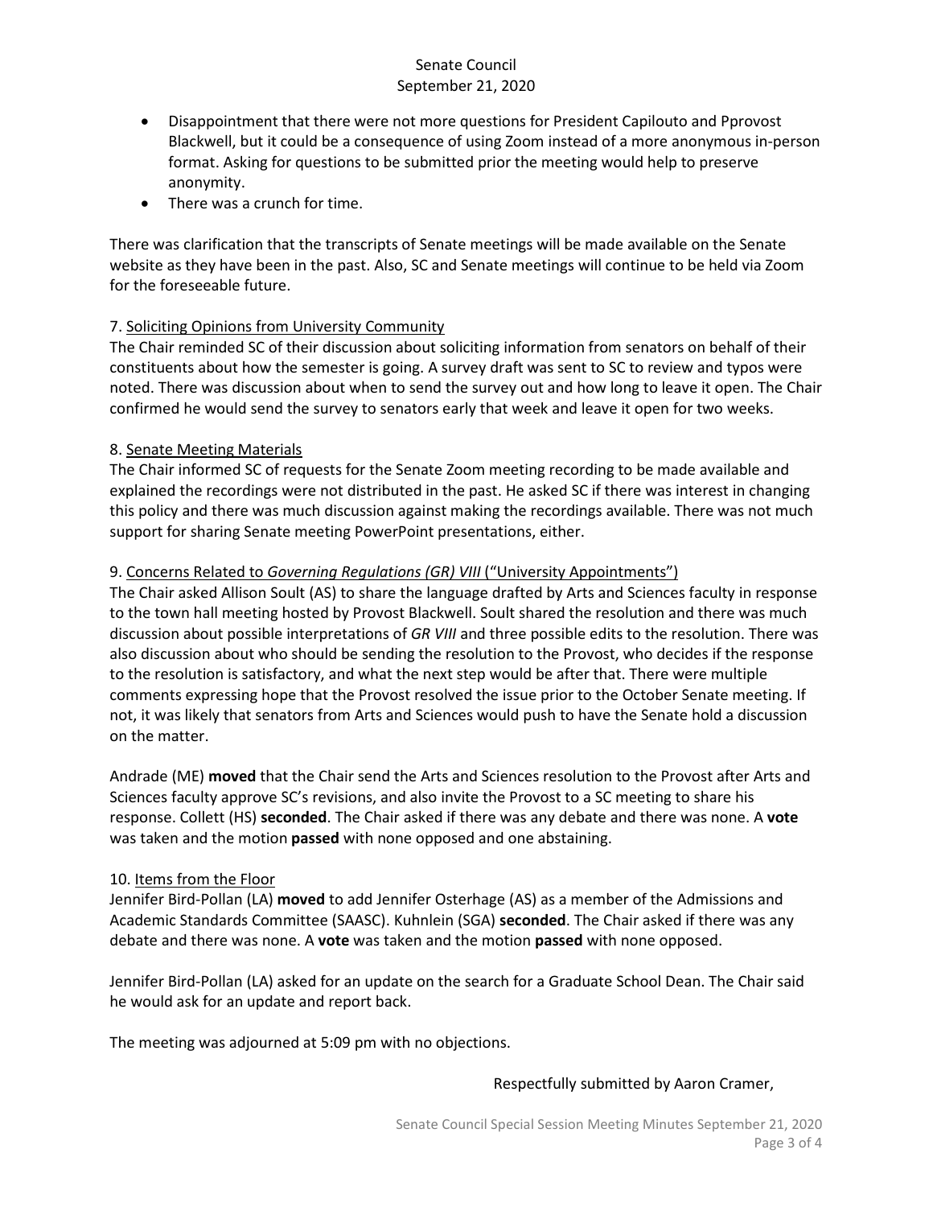- Disappointment that there were not more questions for President Capilouto and Pprovost Blackwell, but it could be a consequence of using Zoom instead of a more anonymous in-person format. Asking for questions to be submitted prior the meeting would help to preserve anonymity.
- There was a crunch for time.

There was clarification that the transcripts of Senate meetings will be made available on the Senate website as they have been in the past. Also, SC and Senate meetings will continue to be held via Zoom for the foreseeable future.

7. Soliciting Opinions from University Community

The Chair reminded SC of their discussion about soliciting information from senators on behalf of their constituents about how the semester is going. A survey draft was sent to SC to review and typos were noted. There was discussion about when to send the survey out and how long to leave it open. The Chair confirmed he would send the survey to senators early that week and leave it open for two weeks.

8. Senate Meeting Materials

The Chair informed SC of requests for the Senate Zoom meeting recording to be made available and explained the recordings were not distributed in the past. He asked SC if there was interest in changing this policy and there was much discussion against making the recordings available. There was not much support for sharing Senate meeting PowerPoint presentations, either.

9. Concerns Related to *Governing Regulations (GR) VIII* ("University Appointments")

The Chair asked Allison Soult (AS) to share the language drafted by Arts and Sciences faculty in response to the town hall meeting hosted by Provost Blackwell. Soult shared the resolution and there was much discussion about possible interpretations of *GR VIII* and three possible edits to the resolution. There was also discussion about who should be sending the resolution to the Provost, who decides if the response to the resolution is satisfactory, and what the next step would be after that. There were multiple comments expressing hope that the Provost resolved the issue prior to the October Senate meeting. If not, it was likely that senators from Arts and Sciences would push to have the Senate hold a discussion on the matter.

Andrade (ME) **moved** that the Chair send the Arts and Sciences resolution to the Provost after Arts and Sciences faculty approve SC's revisions, and also invite the Provost to a SC meeting to share his response. Collett (HS) **seconded**. The Chair asked if there was any debate and there was none. A **vote** was taken and the motion **passed** with none opposed and one abstaining.

10. Items from the Floor

Jennifer Bird-Pollan (LA) **moved** to add Jennifer Osterhage (AS) as a member of the Admissions and Academic Standards Committee (SAASC). Kuhnlein (SGA) **seconded**. The Chair asked if there was any debate and there was none. A **vote** was taken and the motion **passed** with none opposed.

Jennifer Bird-Pollan (LA) asked for an update on the search for a Graduate School Dean. The Chair said he would ask for an update and report back.

The meeting was adjourned at 5:09 pm with no objections.

Respectfully submitted by Aaron Cramer,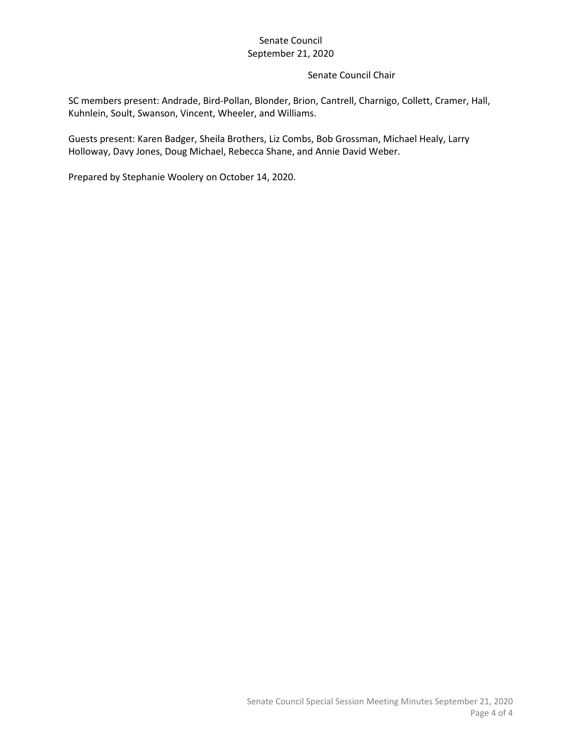Senate Council
September 21, 2020

Senate Council Chair

SC members present: Andrade, Bird-Pollan, Blonder, Brion, Cantrell, Charnigo, Collett, Cramer, Hall, Kuhnlein, Soult, Swanson, Vincent, Wheeler, and Williams.

Guests present: Karen Badger, Sheila Brothers, Liz Combs, Bob Grossman, Michael Healy, Larry Holloway, Davy Jones, Doug Michael, Rebecca Shane, and Annie David Weber.

Prepared by Stephanie Woolery on October 14, 2020.